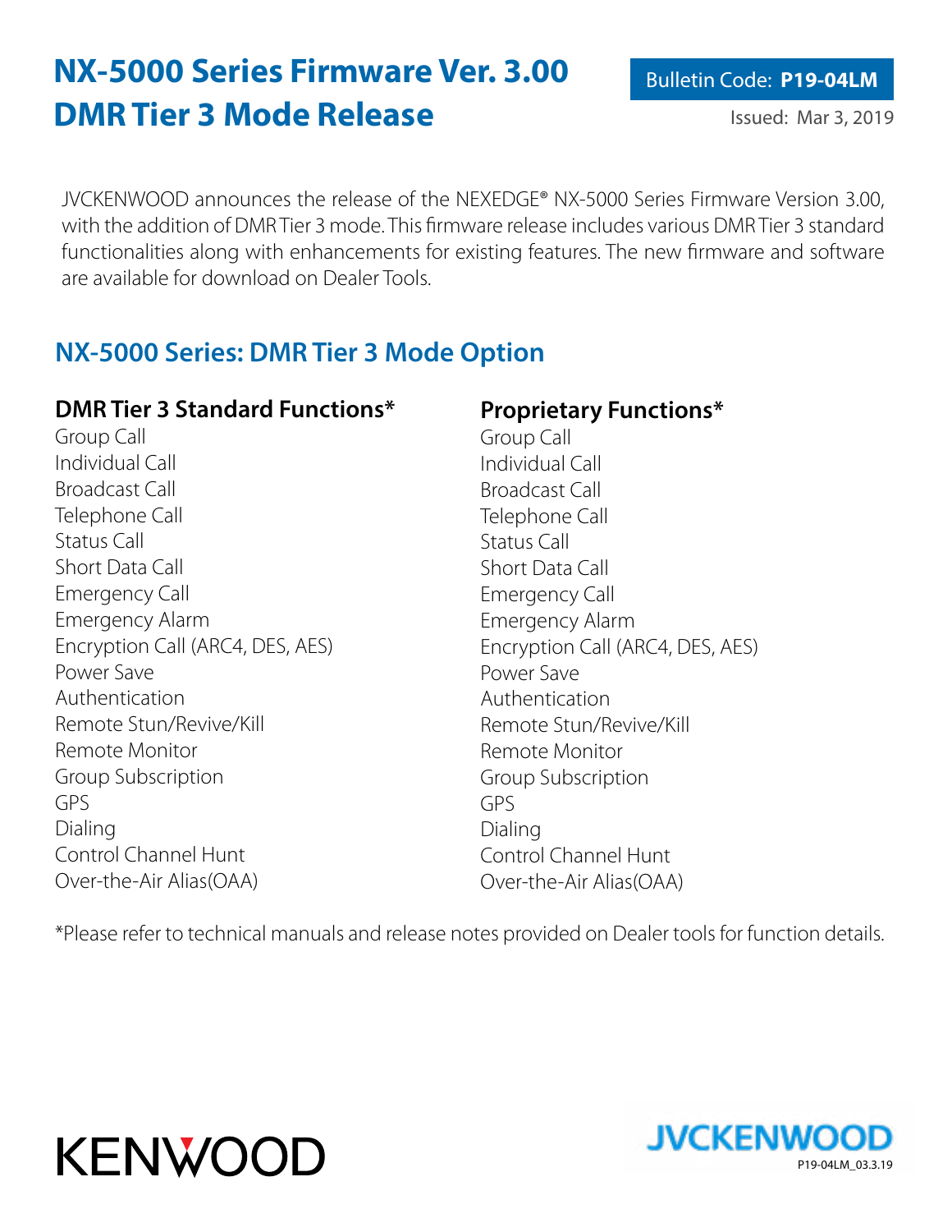# NX-5000 Series Firmware Ver. 3.00 DMR Tier 3 Mode Release

Bulletin Code: **P19-04LM**

Issued: Mar 3, 2019

JVCKENWOOD announces the release of the NEXEDGE® NX-5000 Series Firmware Version 3.00, with the addition of DMR Tier 3 mode. This firmware release includes various DMR Tier 3 standard functionalities along with enhancements for existing features. The new firmware and software are available for download on Dealer Tools.

## NX-5000 Series: DMR Tier 3 Mode Option

### DMR Tier 3 Standard Functions*

Group Call
Individual Call
Broadcast Call
Telephone Call
Status Call
Short Data Call
Emergency Call
Emergency Alarm
Encryption Call (ARC4, DES, AES)
Power Save
Authentication
Remote Stun/Revive/Kill
Remote Monitor
Group Subscription
GPS
Dialing
Control Channel Hunt
Over-the-Air Alias(OAA)

### Proprietary Functions*

Group Call
Individual Call
Broadcast Call
Telephone Call
Status Call
Short Data Call
Emergency Call
Emergency Alarm
Encryption Call (ARC4, DES, AES)
Power Save
Authentication
Remote Stun/Revive/Kill
Remote Monitor
Group Subscription
GPS
Dialing
Control Channel Hunt
Over-the-Air Alias(OAA)

*Please refer to technical manuals and release notes provided on Dealer tools for function details.

KENWOOD

JVCKENWOOD

P19-04LM_03.3.19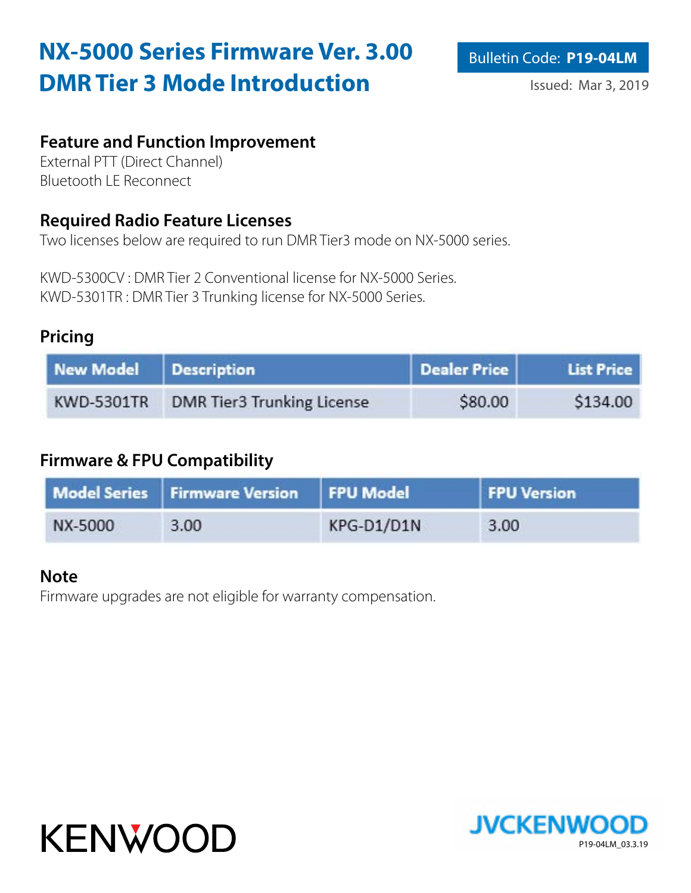# NX-5000 Series Firmware Ver. 3.00 DMR Tier 3 Mode Introduction

Bulletin Code: **P19-04LM**

Issued: Mar 3, 2019

## Feature and Function Improvement

External PTT (Direct Channel)
Bluetooth LE Reconnect

## Required Radio Feature Licenses

Two licenses below are required to run DMR Tier3 mode on NX-5000 series.

KWD-5300CV : DMR Tier 2 Conventional license for NX-5000 Series.
KWD-5301TR : DMR Tier 3 Trunking license for NX-5000 Series.

## Pricing

| New Model | Description | Dealer Price | List Price |
|---|---|---|---|
| KWD-5301TR | DMR Tier3 Trunking License | $80.00 | $134.00 |

## Firmware & FPU Compatibility

| Model Series | Firmware Version | FPU Model | FPU Version |
|---|---|---|---|
| NX-5000 | 3.00 | KPG-D1/D1N | 3.00 |

## Note

Firmware upgrades are not eligible for warranty compensation.

KENWOOD

JVCKENWOOD

P19-04LM_03.3.19